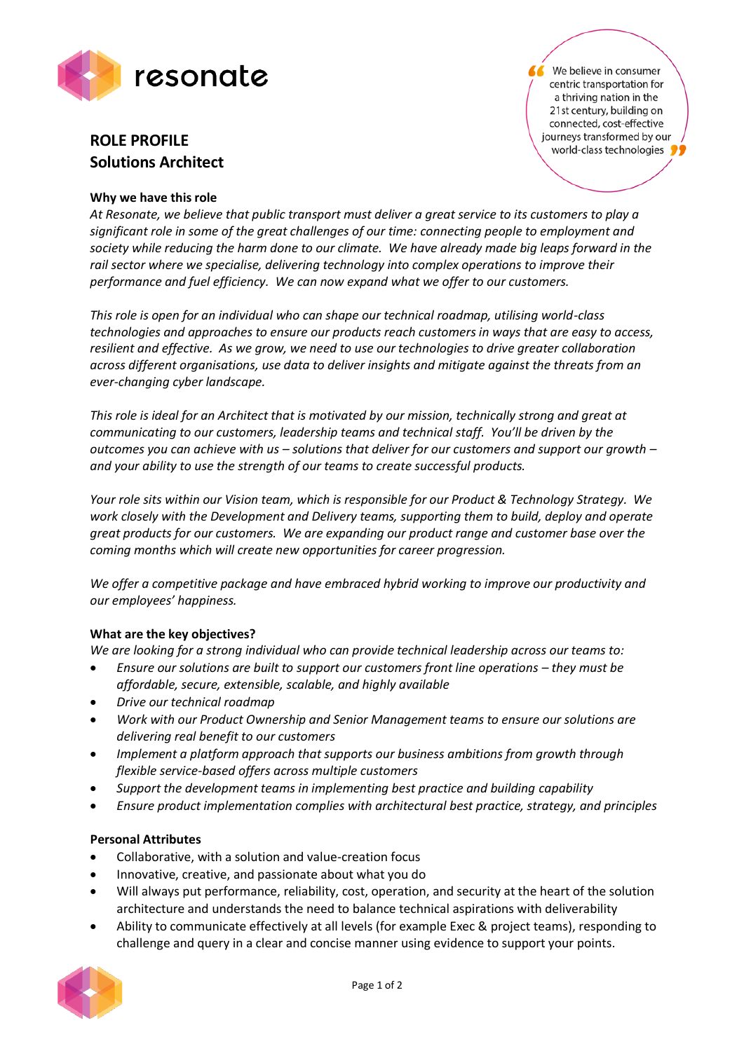resonate

> We believe in consumer centric transportation for a thriving nation in the 21st century, building on connected, cost-effective journeys transformed by our world-class technologies

## ROLE PROFILE
## Solutions Architect

**Why we have this role**

*At Resonate, we believe that public transport must deliver a great service to its customers to play a significant role in some of the great challenges of our time: connecting people to employment and society while reducing the harm done to our climate. We have already made big leaps forward in the rail sector where we specialise, delivering technology into complex operations to improve their performance and fuel efficiency. We can now expand what we offer to our customers.*

*This role is open for an individual who can shape our technical roadmap, utilising world-class technologies and approaches to ensure our products reach customers in ways that are easy to access, resilient and effective. As we grow, we need to use our technologies to drive greater collaboration across different organisations, use data to deliver insights and mitigate against the threats from an ever-changing cyber landscape.*

*This role is ideal for an Architect that is motivated by our mission, technically strong and great at communicating to our customers, leadership teams and technical staff. You'll be driven by the outcomes you can achieve with us – solutions that deliver for our customers and support our growth – and your ability to use the strength of our teams to create successful products.*

*Your role sits within our Vision team, which is responsible for our Product & Technology Strategy. We work closely with the Development and Delivery teams, supporting them to build, deploy and operate great products for our customers. We are expanding our product range and customer base over the coming months which will create new opportunities for career progression.*

*We offer a competitive package and have embraced hybrid working to improve our productivity and our employees' happiness.*

**What are the key objectives?**

*We are looking for a strong individual who can provide technical leadership across our teams to:*

- *Ensure our solutions are built to support our customers front line operations – they must be affordable, secure, extensible, scalable, and highly available*
- *Drive our technical roadmap*
- *Work with our Product Ownership and Senior Management teams to ensure our solutions are delivering real benefit to our customers*
- *Implement a platform approach that supports our business ambitions from growth through flexible service-based offers across multiple customers*
- *Support the development teams in implementing best practice and building capability*
- *Ensure product implementation complies with architectural best practice, strategy, and principles*

**Personal Attributes**

- Collaborative, with a solution and value-creation focus
- Innovative, creative, and passionate about what you do
- Will always put performance, reliability, cost, operation, and security at the heart of the solution architecture and understands the need to balance technical aspirations with deliverability
- Ability to communicate effectively at all levels (for example Exec & project teams), responding to challenge and query in a clear and concise manner using evidence to support your points.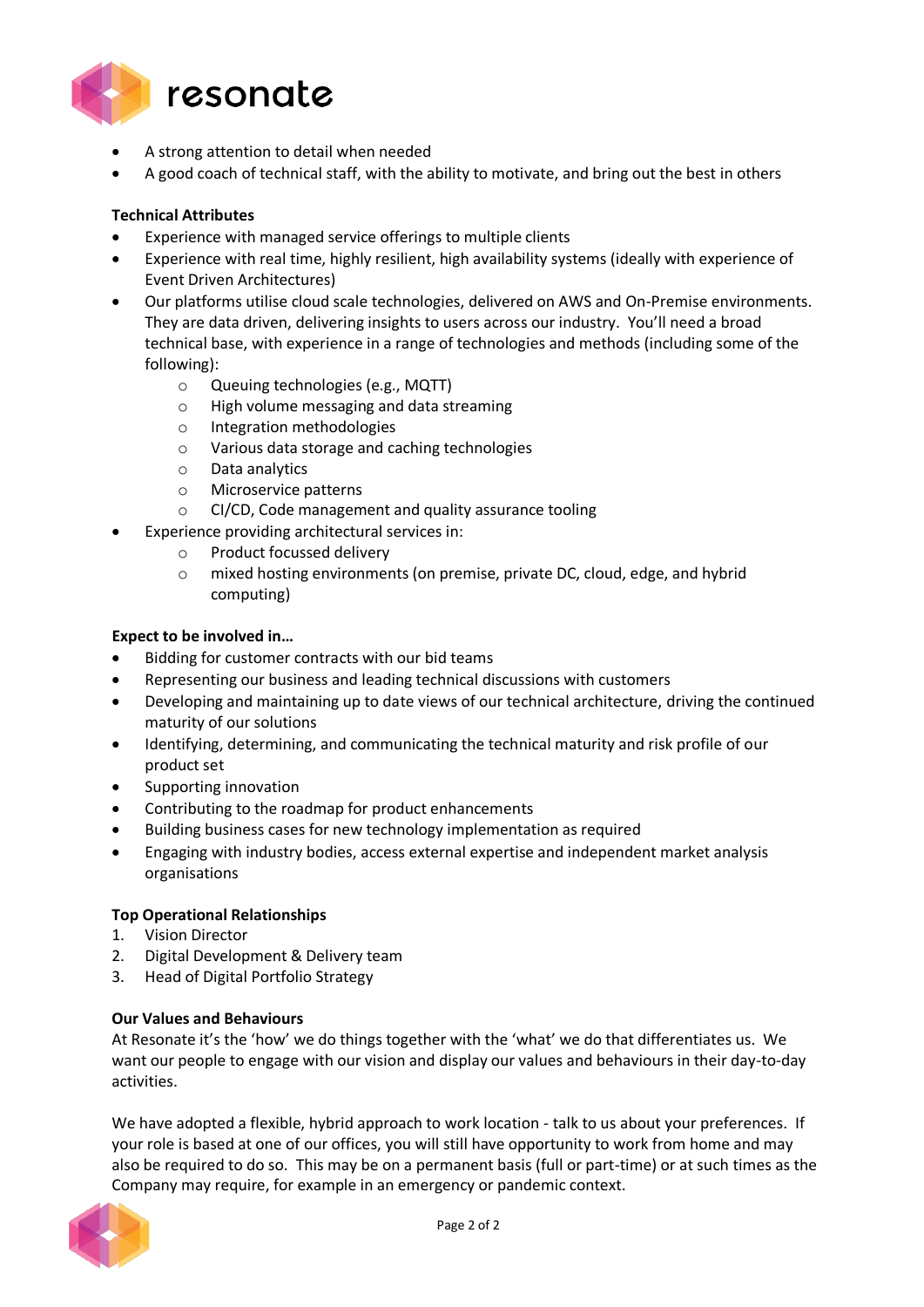- A strong attention to detail when needed
- A good coach of technical staff, with the ability to motivate, and bring out the best in others

**Technical Attributes**

- Experience with managed service offerings to multiple clients
- Experience with real time, highly resilient, high availability systems (ideally with experience of Event Driven Architectures)
- Our platforms utilise cloud scale technologies, delivered on AWS and On-Premise environments. They are data driven, delivering insights to users across our industry. You'll need a broad technical base, with experience in a range of technologies and methods (including some of the following):
  - Queuing technologies (e.g., MQTT)
  - High volume messaging and data streaming
  - Integration methodologies
  - Various data storage and caching technologies
  - Data analytics
  - Microservice patterns
  - CI/CD, Code management and quality assurance tooling
- Experience providing architectural services in:
  - Product focussed delivery
  - mixed hosting environments (on premise, private DC, cloud, edge, and hybrid computing)

**Expect to be involved in…**

- Bidding for customer contracts with our bid teams
- Representing our business and leading technical discussions with customers
- Developing and maintaining up to date views of our technical architecture, driving the continued maturity of our solutions
- Identifying, determining, and communicating the technical maturity and risk profile of our product set
- Supporting innovation
- Contributing to the roadmap for product enhancements
- Building business cases for new technology implementation as required
- Engaging with industry bodies, access external expertise and independent market analysis organisations

**Top Operational Relationships**

1. Vision Director
2. Digital Development & Delivery team
3. Head of Digital Portfolio Strategy

**Our Values and Behaviours**

At Resonate it's the 'how' we do things together with the 'what' we do that differentiates us. We want our people to engage with our vision and display our values and behaviours in their day-to-day activities.

We have adopted a flexible, hybrid approach to work location - talk to us about your preferences. If your role is based at one of our offices, you will still have opportunity to work from home and may also be required to do so. This may be on a permanent basis (full or part-time) or at such times as the Company may require, for example in an emergency or pandemic context.